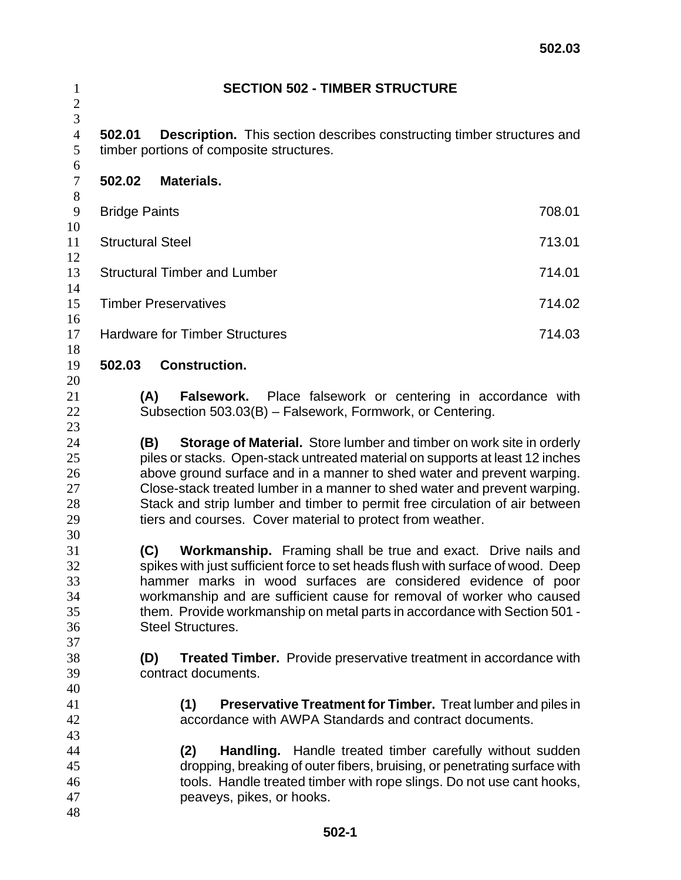# SECTION 502 - TIMBER STRUCTURE

**502.01 Description.** This section describes constructing timber structures and timber portions of composite structures.

**502.02 Materials.**

| | |
|---|---|
| Bridge Paints | 708.01 |
| Structural Steel | 713.01 |
| Structural Timber and Lumber | 714.01 |
| Timber Preservatives | 714.02 |
| Hardware for Timber Structures | 714.03 |

**502.03 Construction.**

**(A) Falsework.** Place falsework or centering in accordance with Subsection 503.03(B) – Falsework, Formwork, or Centering.

**(B) Storage of Material.** Store lumber and timber on work site in orderly piles or stacks. Open-stack untreated material on supports at least 12 inches above ground surface and in a manner to shed water and prevent warping. Close-stack treated lumber in a manner to shed water and prevent warping. Stack and strip lumber and timber to permit free circulation of air between tiers and courses. Cover material to protect from weather.

**(C) Workmanship.** Framing shall be true and exact. Drive nails and spikes with just sufficient force to set heads flush with surface of wood. Deep hammer marks in wood surfaces are considered evidence of poor workmanship and are sufficient cause for removal of worker who caused them. Provide workmanship on metal parts in accordance with Section 501 - Steel Structures.

**(D) Treated Timber.** Provide preservative treatment in accordance with contract documents.

**(1) Preservative Treatment for Timber.** Treat lumber and piles in accordance with AWPA Standards and contract documents.

**(2) Handling.** Handle treated timber carefully without sudden dropping, breaking of outer fibers, bruising, or penetrating surface with tools. Handle treated timber with rope slings. Do not use cant hooks, peaveys, pikes, or hooks.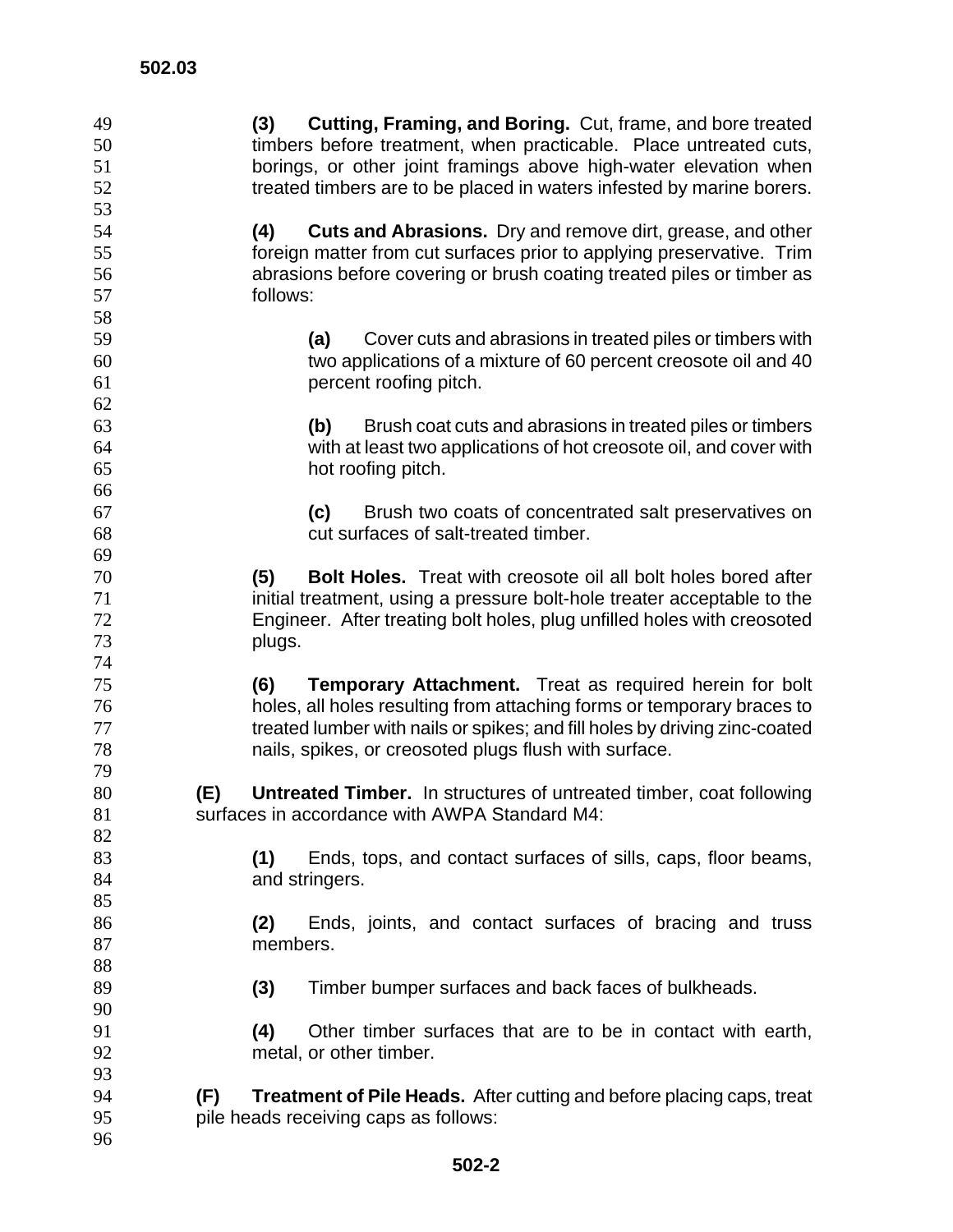**(3) Cutting, Framing, and Boring.** Cut, frame, and bore treated timbers before treatment, when practicable. Place untreated cuts, borings, or other joint framings above high-water elevation when treated timbers are to be placed in waters infested by marine borers.

**(4) Cuts and Abrasions.** Dry and remove dirt, grease, and other foreign matter from cut surfaces prior to applying preservative. Trim abrasions before covering or brush coating treated piles or timber as follows:

**(a)** Cover cuts and abrasions in treated piles or timbers with two applications of a mixture of 60 percent creosote oil and 40 percent roofing pitch.

**(b)** Brush coat cuts and abrasions in treated piles or timbers with at least two applications of hot creosote oil, and cover with hot roofing pitch.

**(c)** Brush two coats of concentrated salt preservatives on cut surfaces of salt-treated timber.

**(5) Bolt Holes.** Treat with creosote oil all bolt holes bored after initial treatment, using a pressure bolt-hole treater acceptable to the Engineer. After treating bolt holes, plug unfilled holes with creosoted plugs.

**(6) Temporary Attachment.** Treat as required herein for bolt holes, all holes resulting from attaching forms or temporary braces to treated lumber with nails or spikes; and fill holes by driving zinc-coated nails, spikes, or creosoted plugs flush with surface.

**(E) Untreated Timber.** In structures of untreated timber, coat following surfaces in accordance with AWPA Standard M4:

**(1)** Ends, tops, and contact surfaces of sills, caps, floor beams, and stringers.

**(2)** Ends, joints, and contact surfaces of bracing and truss members.

**(3)** Timber bumper surfaces and back faces of bulkheads.

**(4)** Other timber surfaces that are to be in contact with earth, metal, or other timber.

**(F) Treatment of Pile Heads.** After cutting and before placing caps, treat pile heads receiving caps as follows: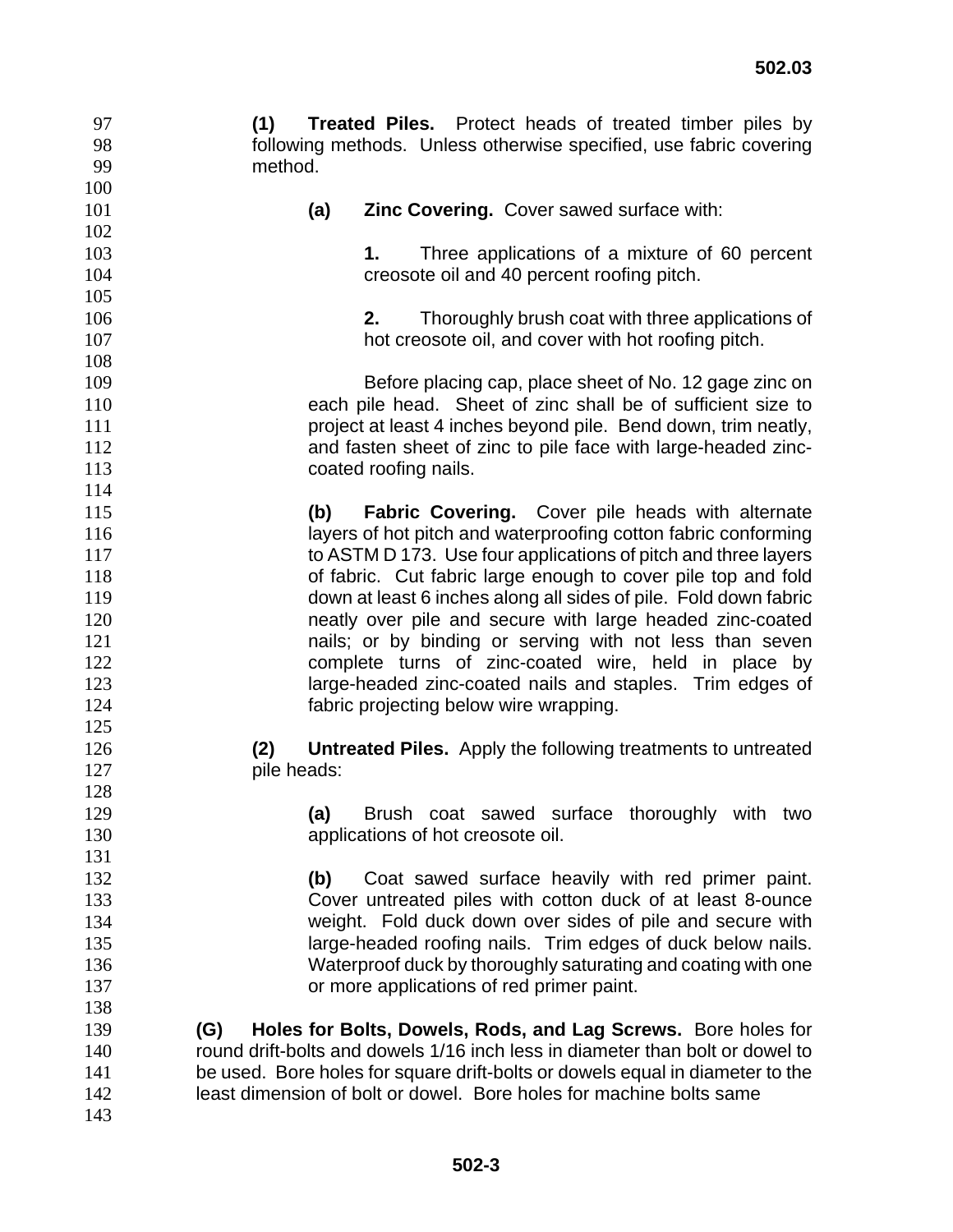**(1) Treated Piles.** Protect heads of treated timber piles by following methods. Unless otherwise specified, use fabric covering method.

**(a) Zinc Covering.** Cover sawed surface with:

**1.** Three applications of a mixture of 60 percent creosote oil and 40 percent roofing pitch.

**2.** Thoroughly brush coat with three applications of hot creosote oil, and cover with hot roofing pitch.

Before placing cap, place sheet of No. 12 gage zinc on each pile head. Sheet of zinc shall be of sufficient size to project at least 4 inches beyond pile. Bend down, trim neatly, and fasten sheet of zinc to pile face with large-headed zinc-coated roofing nails.

**(b) Fabric Covering.** Cover pile heads with alternate layers of hot pitch and waterproofing cotton fabric conforming to ASTM D 173. Use four applications of pitch and three layers of fabric. Cut fabric large enough to cover pile top and fold down at least 6 inches along all sides of pile. Fold down fabric neatly over pile and secure with large headed zinc-coated nails; or by binding or serving with not less than seven complete turns of zinc-coated wire, held in place by large-headed zinc-coated nails and staples. Trim edges of fabric projecting below wire wrapping.

**(2) Untreated Piles.** Apply the following treatments to untreated pile heads:

**(a)** Brush coat sawed surface thoroughly with two applications of hot creosote oil.

**(b)** Coat sawed surface heavily with red primer paint. Cover untreated piles with cotton duck of at least 8-ounce weight. Fold duck down over sides of pile and secure with large-headed roofing nails. Trim edges of duck below nails. Waterproof duck by thoroughly saturating and coating with one or more applications of red primer paint.

**(G) Holes for Bolts, Dowels, Rods, and Lag Screws.** Bore holes for round drift-bolts and dowels 1/16 inch less in diameter than bolt or dowel to be used. Bore holes for square drift-bolts or dowels equal in diameter to the least dimension of bolt or dowel. Bore holes for machine bolts same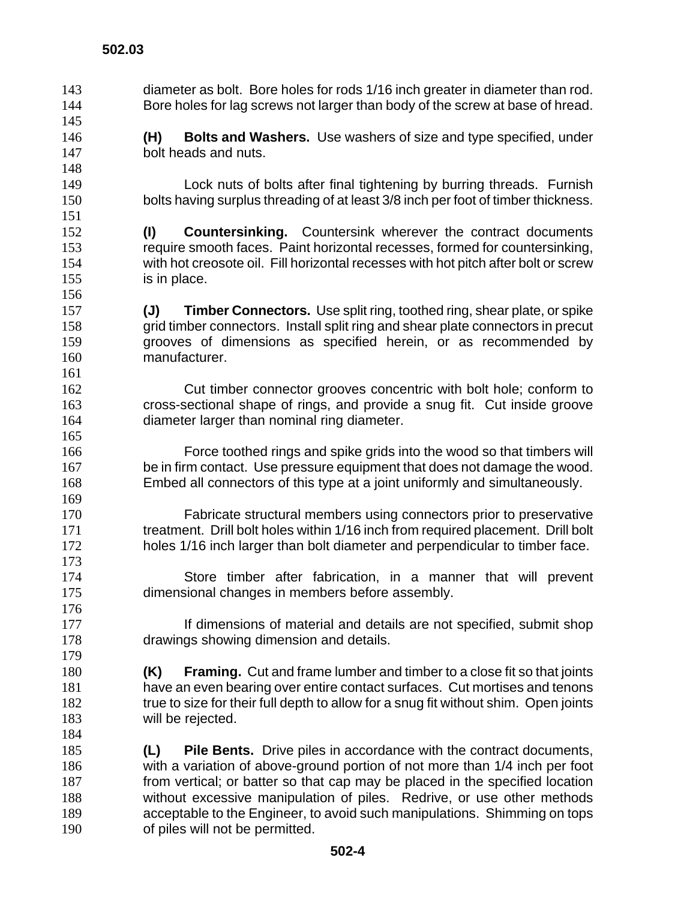diameter as bolt. Bore holes for rods 1/16 inch greater in diameter than rod. Bore holes for lag screws not larger than body of the screw at base of hread.

**(H) Bolts and Washers.** Use washers of size and type specified, under bolt heads and nuts.

Lock nuts of bolts after final tightening by burring threads. Furnish bolts having surplus threading of at least 3/8 inch per foot of timber thickness.

**(I) Countersinking.** Countersink wherever the contract documents require smooth faces. Paint horizontal recesses, formed for countersinking, with hot creosote oil. Fill horizontal recesses with hot pitch after bolt or screw is in place.

**(J) Timber Connectors.** Use split ring, toothed ring, shear plate, or spike grid timber connectors. Install split ring and shear plate connectors in precut grooves of dimensions as specified herein, or as recommended by manufacturer.

Cut timber connector grooves concentric with bolt hole; conform to cross-sectional shape of rings, and provide a snug fit. Cut inside groove diameter larger than nominal ring diameter.

Force toothed rings and spike grids into the wood so that timbers will be in firm contact. Use pressure equipment that does not damage the wood. Embed all connectors of this type at a joint uniformly and simultaneously.

Fabricate structural members using connectors prior to preservative treatment. Drill bolt holes within 1/16 inch from required placement. Drill bolt holes 1/16 inch larger than bolt diameter and perpendicular to timber face.

Store timber after fabrication, in a manner that will prevent dimensional changes in members before assembly.

If dimensions of material and details are not specified, submit shop drawings showing dimension and details.

**(K) Framing.** Cut and frame lumber and timber to a close fit so that joints have an even bearing over entire contact surfaces. Cut mortises and tenons true to size for their full depth to allow for a snug fit without shim. Open joints will be rejected.

**(L) Pile Bents.** Drive piles in accordance with the contract documents, with a variation of above-ground portion of not more than 1/4 inch per foot from vertical; or batter so that cap may be placed in the specified location without excessive manipulation of piles. Redrive, or use other methods acceptable to the Engineer, to avoid such manipulations. Shimming on tops of piles will not be permitted.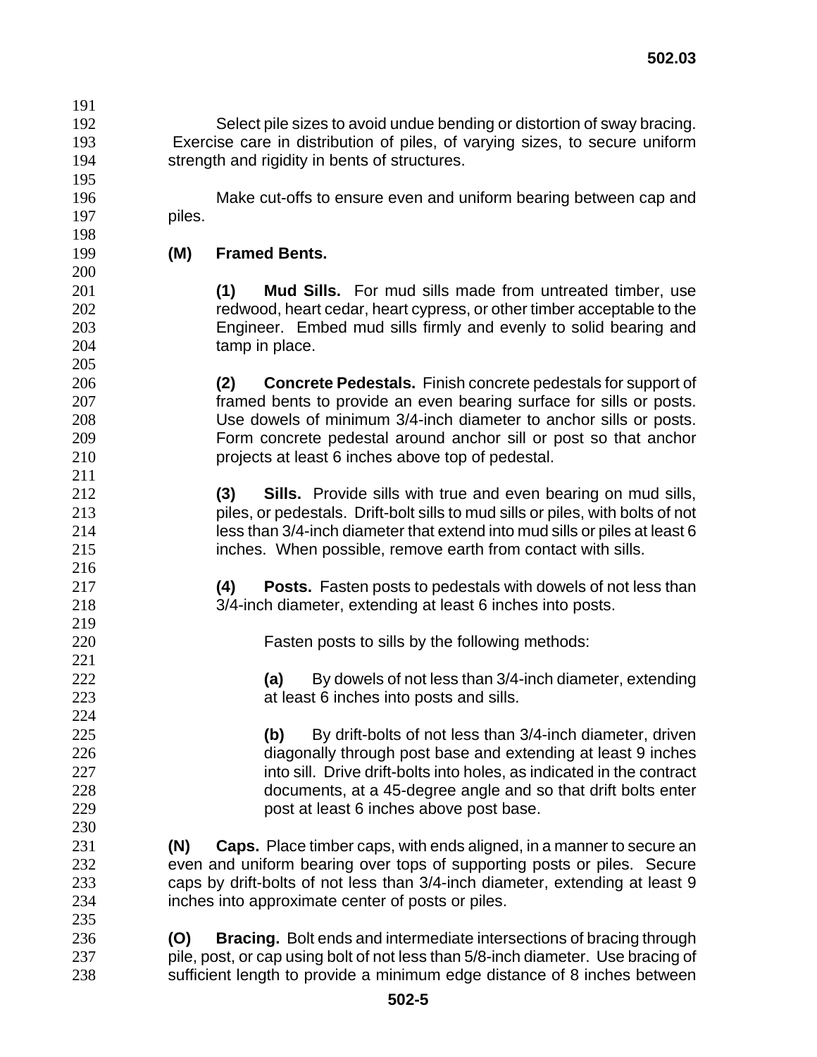Select pile sizes to avoid undue bending or distortion of sway bracing. Exercise care in distribution of piles, of varying sizes, to secure uniform strength and rigidity in bents of structures.

Make cut-offs to ensure even and uniform bearing between cap and piles.

**(M) Framed Bents.**

**(1) Mud Sills.** For mud sills made from untreated timber, use redwood, heart cedar, heart cypress, or other timber acceptable to the Engineer. Embed mud sills firmly and evenly to solid bearing and tamp in place.

**(2) Concrete Pedestals.** Finish concrete pedestals for support of framed bents to provide an even bearing surface for sills or posts. Use dowels of minimum 3/4-inch diameter to anchor sills or posts. Form concrete pedestal around anchor sill or post so that anchor projects at least 6 inches above top of pedestal.

**(3) Sills.** Provide sills with true and even bearing on mud sills, piles, or pedestals. Drift-bolt sills to mud sills or piles, with bolts of not less than 3/4-inch diameter that extend into mud sills or piles at least 6 inches. When possible, remove earth from contact with sills.

**(4) Posts.** Fasten posts to pedestals with dowels of not less than 3/4-inch diameter, extending at least 6 inches into posts.

Fasten posts to sills by the following methods:

**(a)** By dowels of not less than 3/4-inch diameter, extending at least 6 inches into posts and sills.

**(b)** By drift-bolts of not less than 3/4-inch diameter, driven diagonally through post base and extending at least 9 inches into sill. Drive drift-bolts into holes, as indicated in the contract documents, at a 45-degree angle and so that drift bolts enter post at least 6 inches above post base.

**(N) Caps.** Place timber caps, with ends aligned, in a manner to secure an even and uniform bearing over tops of supporting posts or piles. Secure caps by drift-bolts of not less than 3/4-inch diameter, extending at least 9 inches into approximate center of posts or piles.

**(O) Bracing.** Bolt ends and intermediate intersections of bracing through pile, post, or cap using bolt of not less than 5/8-inch diameter. Use bracing of sufficient length to provide a minimum edge distance of 8 inches between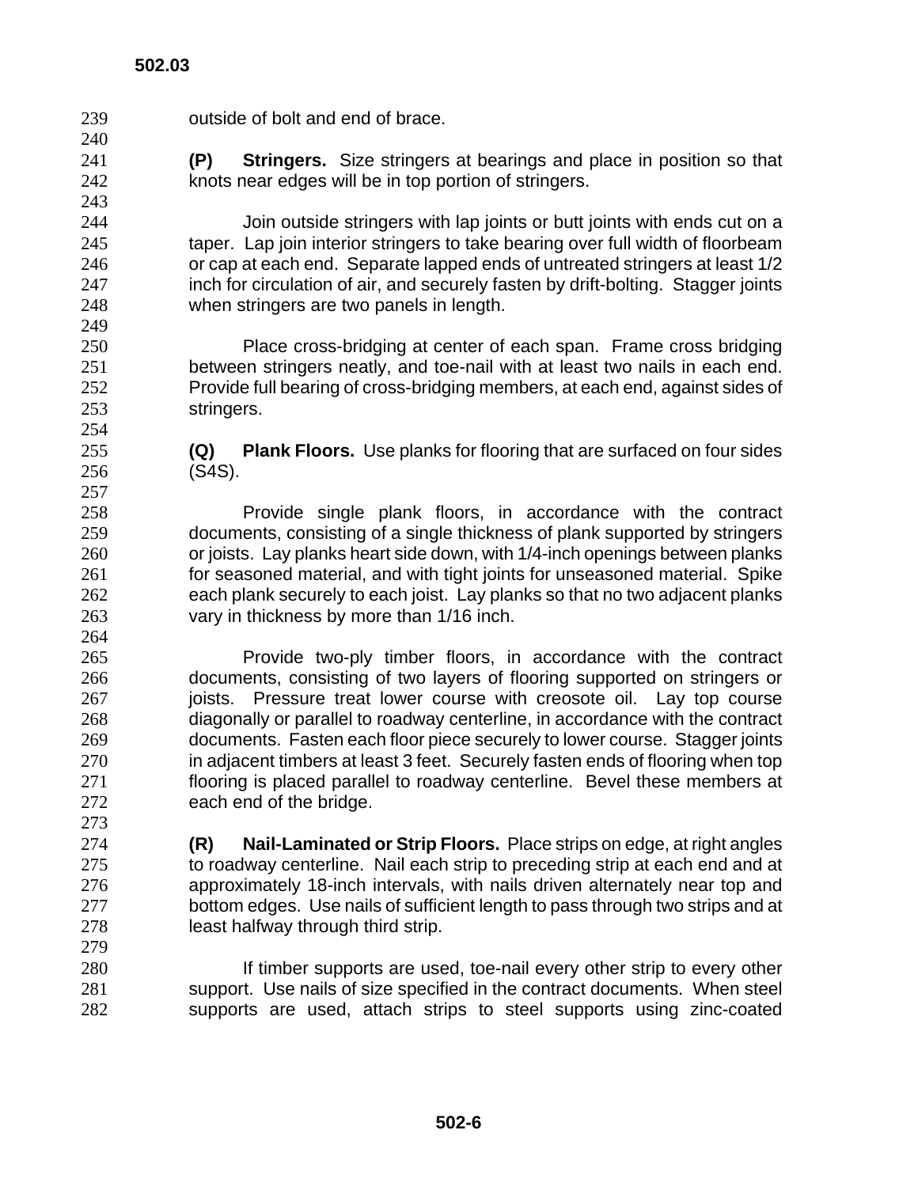outside of bolt and end of brace.

**(P) Stringers.** Size stringers at bearings and place in position so that knots near edges will be in top portion of stringers.

Join outside stringers with lap joints or butt joints with ends cut on a taper. Lap join interior stringers to take bearing over full width of floorbeam or cap at each end. Separate lapped ends of untreated stringers at least 1/2 inch for circulation of air, and securely fasten by drift-bolting. Stagger joints when stringers are two panels in length.

Place cross-bridging at center of each span. Frame cross bridging between stringers neatly, and toe-nail with at least two nails in each end. Provide full bearing of cross-bridging members, at each end, against sides of stringers.

**(Q) Plank Floors.** Use planks for flooring that are surfaced on four sides (S4S).

Provide single plank floors, in accordance with the contract documents, consisting of a single thickness of plank supported by stringers or joists. Lay planks heart side down, with 1/4-inch openings between planks for seasoned material, and with tight joints for unseasoned material. Spike each plank securely to each joist. Lay planks so that no two adjacent planks vary in thickness by more than 1/16 inch.

Provide two-ply timber floors, in accordance with the contract documents, consisting of two layers of flooring supported on stringers or joists. Pressure treat lower course with creosote oil. Lay top course diagonally or parallel to roadway centerline, in accordance with the contract documents. Fasten each floor piece securely to lower course. Stagger joints in adjacent timbers at least 3 feet. Securely fasten ends of flooring when top flooring is placed parallel to roadway centerline. Bevel these members at each end of the bridge.

**(R) Nail-Laminated or Strip Floors.** Place strips on edge, at right angles to roadway centerline. Nail each strip to preceding strip at each end and at approximately 18-inch intervals, with nails driven alternately near top and bottom edges. Use nails of sufficient length to pass through two strips and at least halfway through third strip.

If timber supports are used, toe-nail every other strip to every other support. Use nails of size specified in the contract documents. When steel supports are used, attach strips to steel supports using zinc-coated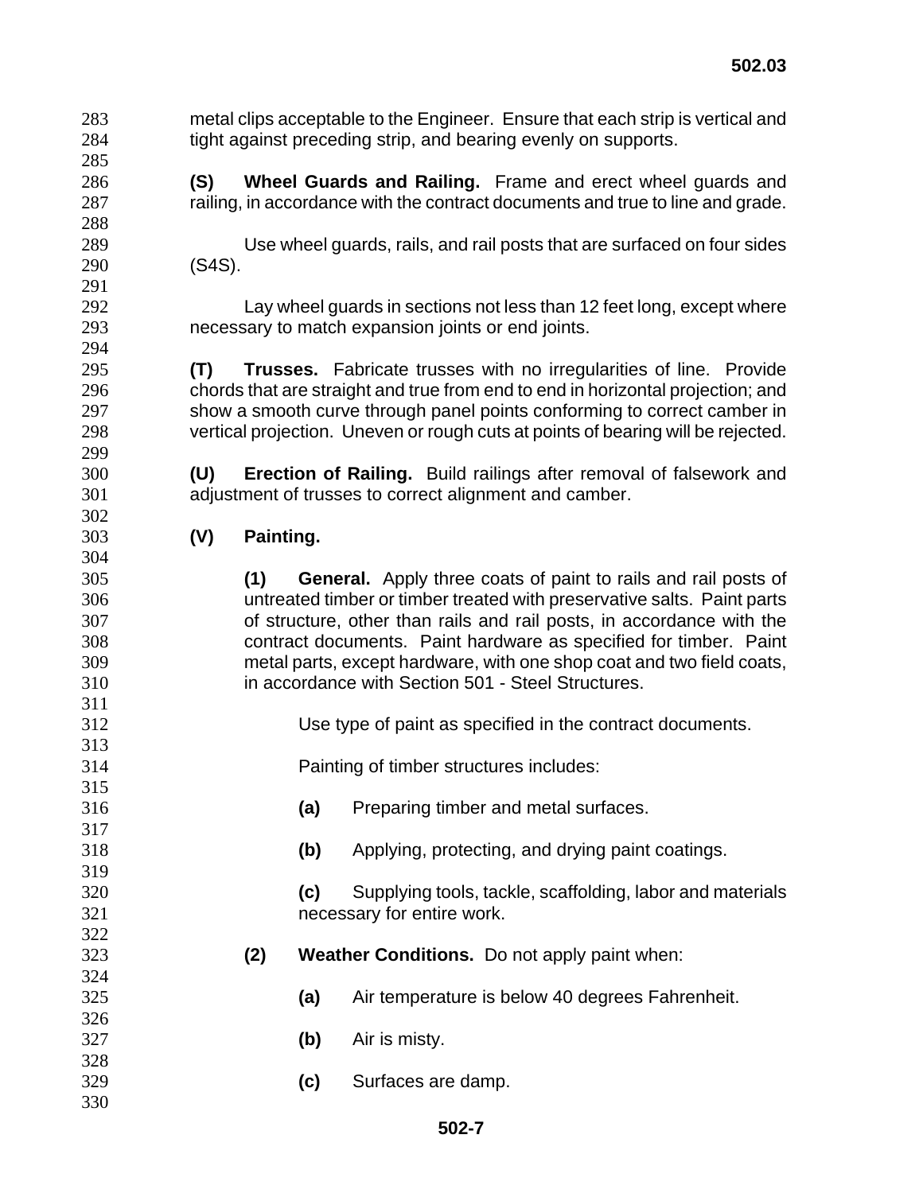metal clips acceptable to the Engineer. Ensure that each strip is vertical and tight against preceding strip, and bearing evenly on supports.

**(S) Wheel Guards and Railing.** Frame and erect wheel guards and railing, in accordance with the contract documents and true to line and grade.

Use wheel guards, rails, and rail posts that are surfaced on four sides (S4S).

Lay wheel guards in sections not less than 12 feet long, except where necessary to match expansion joints or end joints.

**(T) Trusses.** Fabricate trusses with no irregularities of line. Provide chords that are straight and true from end to end in horizontal projection; and show a smooth curve through panel points conforming to correct camber in vertical projection. Uneven or rough cuts at points of bearing will be rejected.

**(U) Erection of Railing.** Build railings after removal of falsework and adjustment of trusses to correct alignment and camber.

**(V) Painting.**

**(1) General.** Apply three coats of paint to rails and rail posts of untreated timber or timber treated with preservative salts. Paint parts of structure, other than rails and rail posts, in accordance with the contract documents. Paint hardware as specified for timber. Paint metal parts, except hardware, with one shop coat and two field coats, in accordance with Section 501 - Steel Structures.

Use type of paint as specified in the contract documents.

Painting of timber structures includes:

**(a)** Preparing timber and metal surfaces.

**(b)** Applying, protecting, and drying paint coatings.

**(c)** Supplying tools, tackle, scaffolding, labor and materials necessary for entire work.

**(2) Weather Conditions.** Do not apply paint when:

**(a)** Air temperature is below 40 degrees Fahrenheit.

**(b)** Air is misty.

**(c)** Surfaces are damp.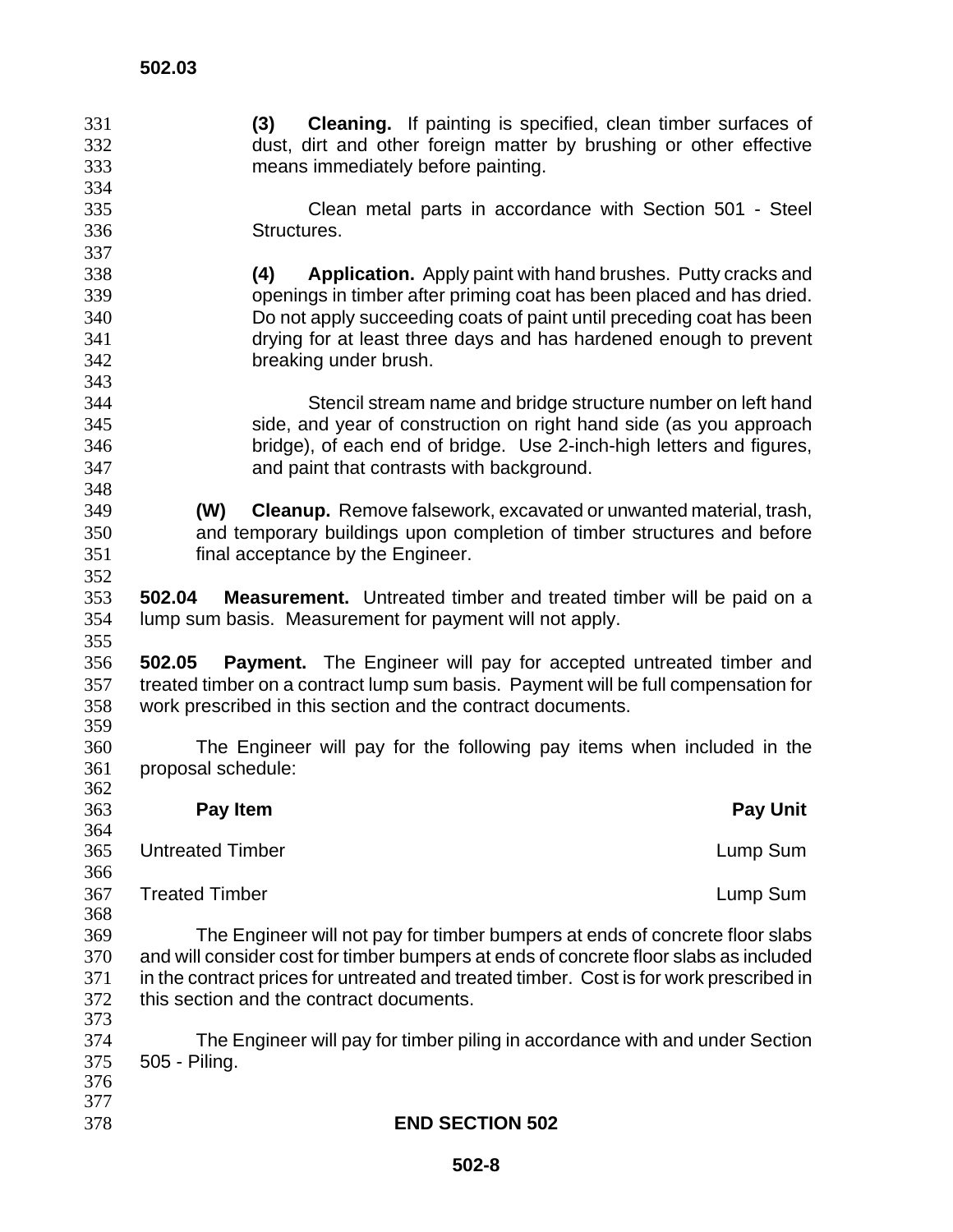**(3) Cleaning.** If painting is specified, clean timber surfaces of dust, dirt and other foreign matter by brushing or other effective means immediately before painting.

Clean metal parts in accordance with Section 501 - Steel Structures.

**(4) Application.** Apply paint with hand brushes. Putty cracks and openings in timber after priming coat has been placed and has dried. Do not apply succeeding coats of paint until preceding coat has been drying for at least three days and has hardened enough to prevent breaking under brush.

Stencil stream name and bridge structure number on left hand side, and year of construction on right hand side (as you approach bridge), of each end of bridge. Use 2-inch-high letters and figures, and paint that contrasts with background.

**(W) Cleanup.** Remove falsework, excavated or unwanted material, trash, and temporary buildings upon completion of timber structures and before final acceptance by the Engineer.

**502.04 Measurement.** Untreated timber and treated timber will be paid on a lump sum basis. Measurement for payment will not apply.

**502.05 Payment.** The Engineer will pay for accepted untreated timber and treated timber on a contract lump sum basis. Payment will be full compensation for work prescribed in this section and the contract documents.

The Engineer will pay for the following pay items when included in the proposal schedule:

| Pay Item | Pay Unit |
|---|---|
| Untreated Timber | Lump Sum |
| Treated Timber | Lump Sum |

The Engineer will not pay for timber bumpers at ends of concrete floor slabs and will consider cost for timber bumpers at ends of concrete floor slabs as included in the contract prices for untreated and treated timber. Cost is for work prescribed in this section and the contract documents.

The Engineer will pay for timber piling in accordance with and under Section 505 - Piling.

**END SECTION 502**